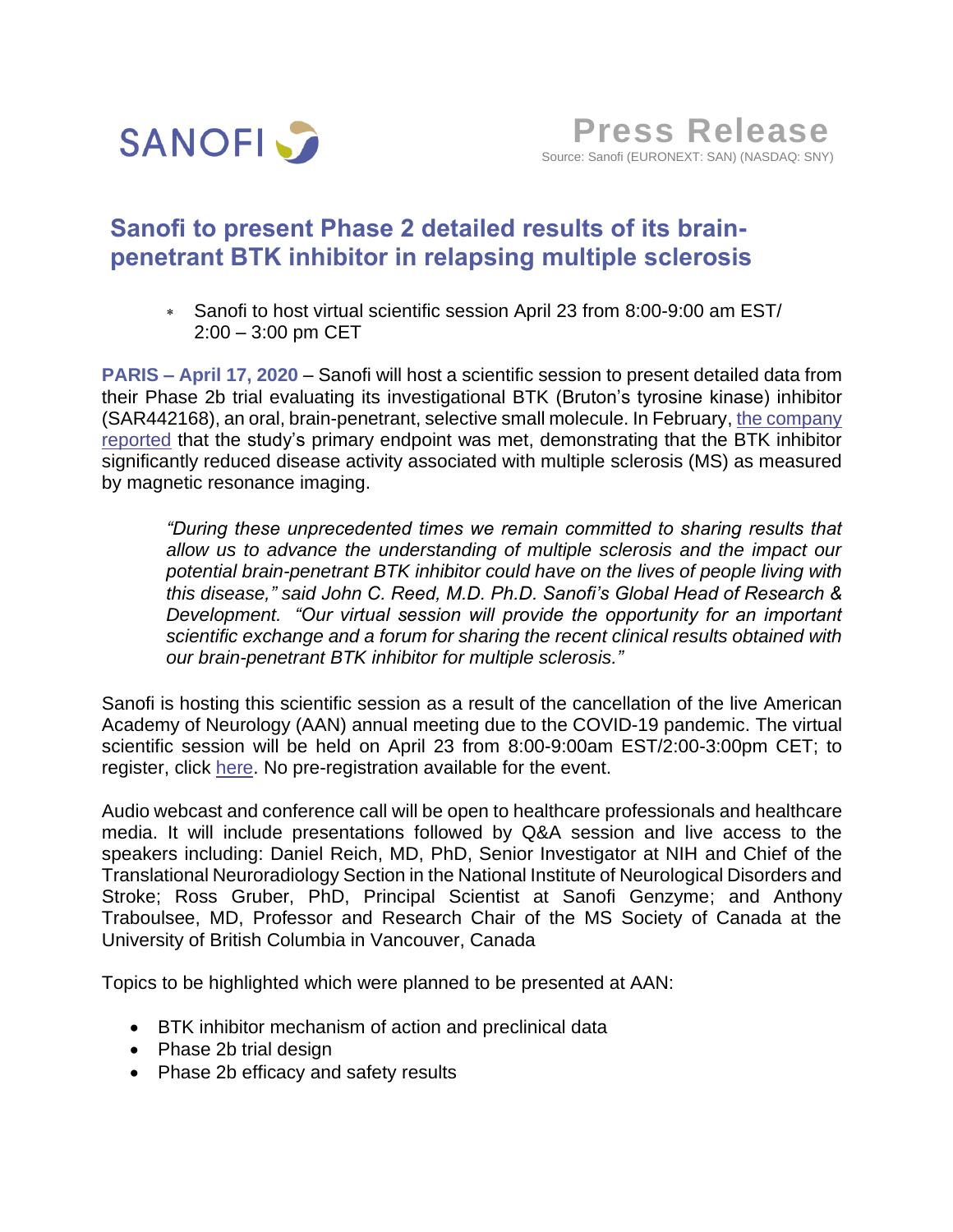SANOFI

**Press Release**

Source: Sanofi (EURONEXT: SAN) (NASDAQ: SNY)

# Sanofi to present Phase 2 detailed results of its brain-penetrant BTK inhibitor in relapsing multiple sclerosis

- Sanofi to host virtual scientific session April 23 from 8:00-9:00 am EST/ 2:00 – 3:00 pm CET

**PARIS – April 17, 2020** – Sanofi will host a scientific session to present detailed data from their Phase 2b trial evaluating its investigational BTK (Bruton's tyrosine kinase) inhibitor (SAR442168), an oral, brain-penetrant, selective small molecule. In February, the company reported that the study's primary endpoint was met, demonstrating that the BTK inhibitor significantly reduced disease activity associated with multiple sclerosis (MS) as measured by magnetic resonance imaging.

> *"During these unprecedented times we remain committed to sharing results that allow us to advance the understanding of multiple sclerosis and the impact our potential brain-penetrant BTK inhibitor could have on the lives of people living with this disease," said John C. Reed, M.D. Ph.D. Sanofi's Global Head of Research & Development. "Our virtual session will provide the opportunity for an important scientific exchange and a forum for sharing the recent clinical results obtained with our brain-penetrant BTK inhibitor for multiple sclerosis."*

Sanofi is hosting this scientific session as a result of the cancellation of the live American Academy of Neurology (AAN) annual meeting due to the COVID-19 pandemic. The virtual scientific session will be held on April 23 from 8:00-9:00am EST/2:00-3:00pm CET; to register, click here. No pre-registration available for the event.

Audio webcast and conference call will be open to healthcare professionals and healthcare media. It will include presentations followed by Q&A session and live access to the speakers including: Daniel Reich, MD, PhD, Senior Investigator at NIH and Chief of the Translational Neuroradiology Section in the National Institute of Neurological Disorders and Stroke; Ross Gruber, PhD, Principal Scientist at Sanofi Genzyme; and Anthony Traboulsee, MD, Professor and Research Chair of the MS Society of Canada at the University of British Columbia in Vancouver, Canada

Topics to be highlighted which were planned to be presented at AAN:

- BTK inhibitor mechanism of action and preclinical data
- Phase 2b trial design
- Phase 2b efficacy and safety results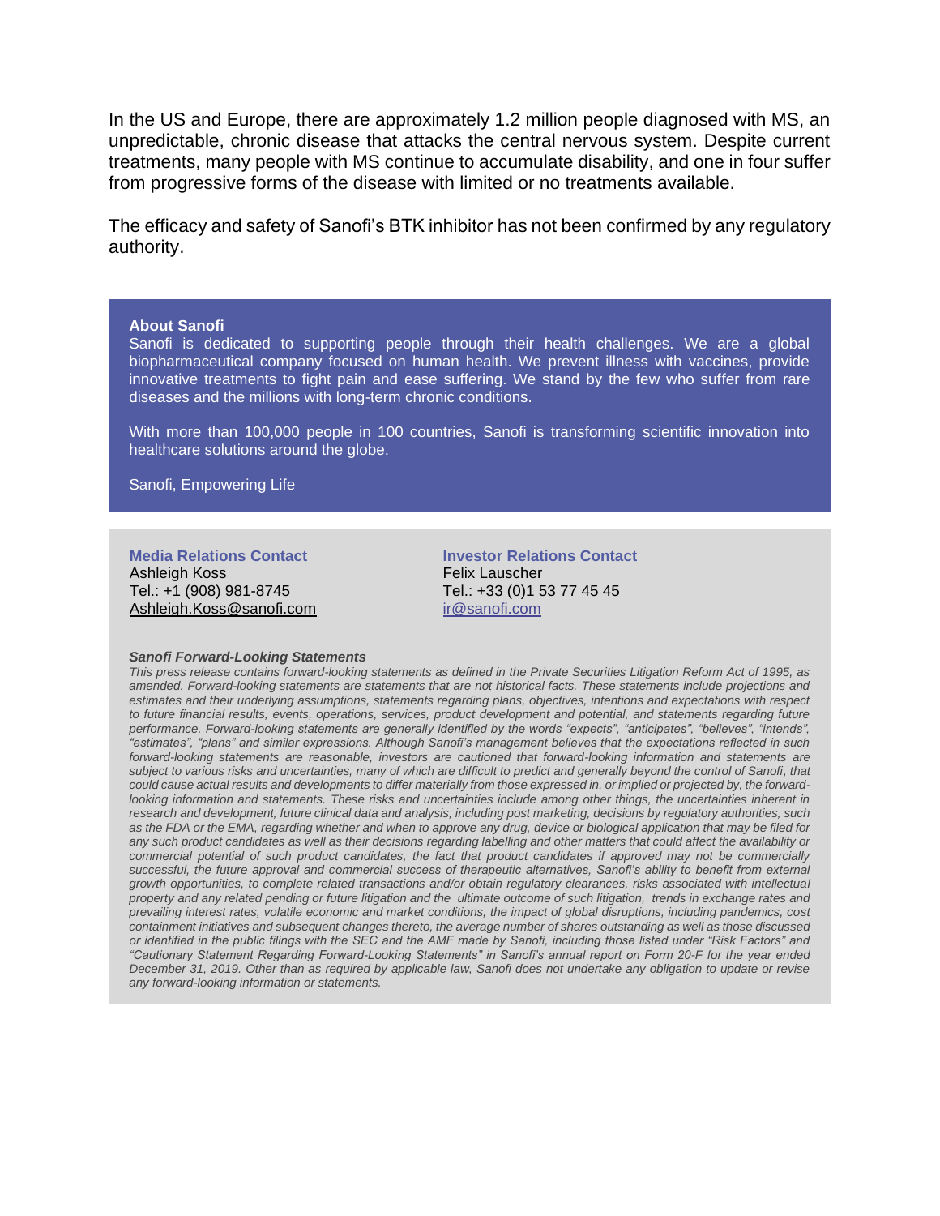In the US and Europe, there are approximately 1.2 million people diagnosed with MS, an unpredictable, chronic disease that attacks the central nervous system. Despite current treatments, many people with MS continue to accumulate disability, and one in four suffer from progressive forms of the disease with limited or no treatments available.

The efficacy and safety of Sanofi's BTK inhibitor has not been confirmed by any regulatory authority.

**About Sanofi**

Sanofi is dedicated to supporting people through their health challenges. We are a global biopharmaceutical company focused on human health. We prevent illness with vaccines, provide innovative treatments to fight pain and ease suffering. We stand by the few who suffer from rare diseases and the millions with long-term chronic conditions.

With more than 100,000 people in 100 countries, Sanofi is transforming scientific innovation into healthcare solutions around the globe.

Sanofi, Empowering Life

**Media Relations Contact**
Ashleigh Koss
Tel.: +1 (908) 981-8745
Ashleigh.Koss@sanofi.com

**Investor Relations Contact**
Felix Lauscher
Tel.: +33 (0)1 53 77 45 45
ir@sanofi.com

***Sanofi Forward-Looking Statements***

*This press release contains forward-looking statements as defined in the Private Securities Litigation Reform Act of 1995, as amended. Forward-looking statements are statements that are not historical facts. These statements include projections and estimates and their underlying assumptions, statements regarding plans, objectives, intentions and expectations with respect to future financial results, events, operations, services, product development and potential, and statements regarding future performance. Forward-looking statements are generally identified by the words "expects", "anticipates", "believes", "intends", "estimates", "plans" and similar expressions. Although Sanofi's management believes that the expectations reflected in such forward-looking statements are reasonable, investors are cautioned that forward-looking information and statements are subject to various risks and uncertainties, many of which are difficult to predict and generally beyond the control of Sanofi, that could cause actual results and developments to differ materially from those expressed in, or implied or projected by, the forward-looking information and statements. These risks and uncertainties include among other things, the uncertainties inherent in research and development, future clinical data and analysis, including post marketing, decisions by regulatory authorities, such as the FDA or the EMA, regarding whether and when to approve any drug, device or biological application that may be filed for any such product candidates as well as their decisions regarding labelling and other matters that could affect the availability or commercial potential of such product candidates, the fact that product candidates if approved may not be commercially successful, the future approval and commercial success of therapeutic alternatives, Sanofi's ability to benefit from external growth opportunities, to complete related transactions and/or obtain regulatory clearances, risks associated with intellectual property and any related pending or future litigation and the ultimate outcome of such litigation, trends in exchange rates and prevailing interest rates, volatile economic and market conditions, the impact of global disruptions, including pandemics, cost containment initiatives and subsequent changes thereto, the average number of shares outstanding as well as those discussed or identified in the public filings with the SEC and the AMF made by Sanofi, including those listed under "Risk Factors" and "Cautionary Statement Regarding Forward-Looking Statements" in Sanofi's annual report on Form 20-F for the year ended December 31, 2019. Other than as required by applicable law, Sanofi does not undertake any obligation to update or revise any forward-looking information or statements.*